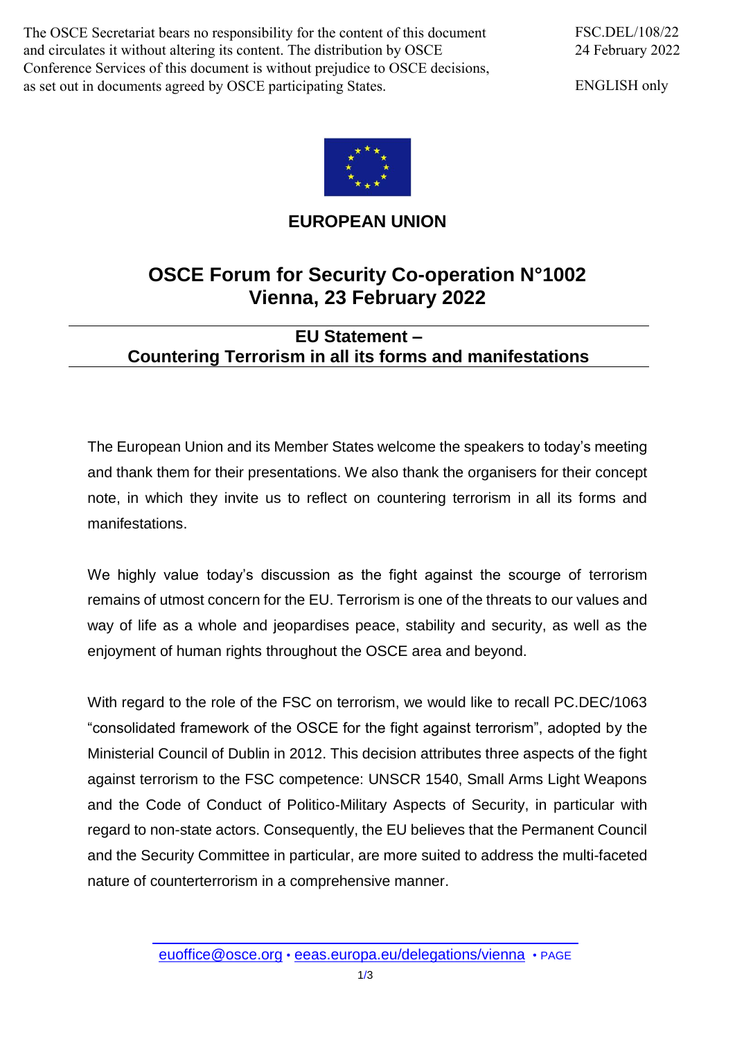The OSCE Secretariat bears no responsibility for the content of this document and circulates it without altering its content. The distribution by OSCE Conference Services of this document is without prejudice to OSCE decisions, as set out in documents agreed by OSCE participating States.

FSC.DEL/108/22
24 February 2022

ENGLISH only

**EUROPEAN UNION**

# OSCE Forum for Security Co-operation N°1002
# Vienna, 23 February 2022

## EU Statement – Countering Terrorism in all its forms and manifestations

The European Union and its Member States welcome the speakers to today's meeting and thank them for their presentations. We also thank the organisers for their concept note, in which they invite us to reflect on countering terrorism in all its forms and manifestations.

We highly value today's discussion as the fight against the scourge of terrorism remains of utmost concern for the EU. Terrorism is one of the threats to our values and way of life as a whole and jeopardises peace, stability and security, as well as the enjoyment of human rights throughout the OSCE area and beyond.

With regard to the role of the FSC on terrorism, we would like to recall PC.DEC/1063 "consolidated framework of the OSCE for the fight against terrorism", adopted by the Ministerial Council of Dublin in 2012. This decision attributes three aspects of the fight against terrorism to the FSC competence: UNSCR 1540, Small Arms Light Weapons and the Code of Conduct of Politico-Military Aspects of Security, in particular with regard to non-state actors. Consequently, the EU believes that the Permanent Council and the Security Committee in particular, are more suited to address the multi-faceted nature of counterterrorism in a comprehensive manner.

euoffice@osce.org • eeas.europa.eu/delegations/vienna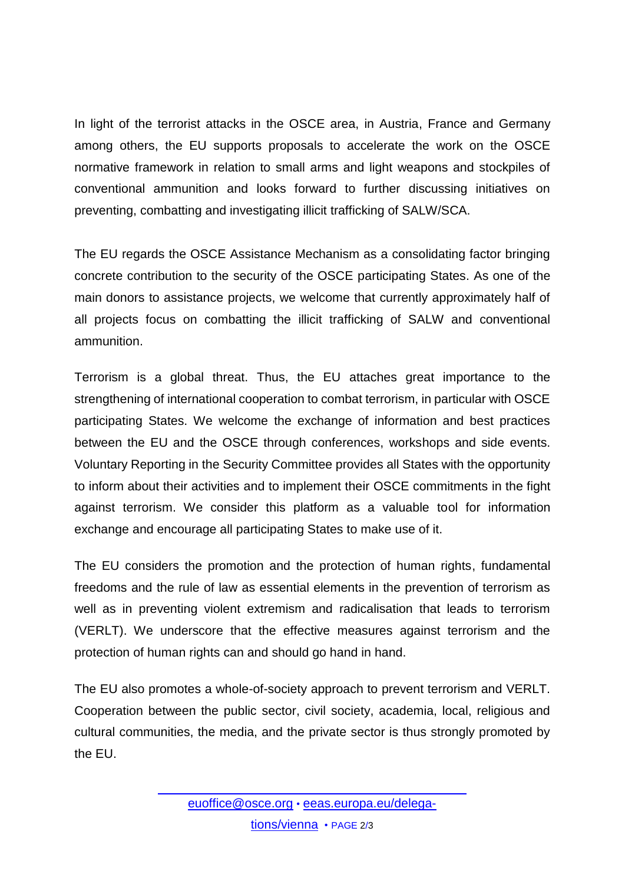In light of the terrorist attacks in the OSCE area, in Austria, France and Germany among others, the EU supports proposals to accelerate the work on the OSCE normative framework in relation to small arms and light weapons and stockpiles of conventional ammunition and looks forward to further discussing initiatives on preventing, combatting and investigating illicit trafficking of SALW/SCA.

The EU regards the OSCE Assistance Mechanism as a consolidating factor bringing concrete contribution to the security of the OSCE participating States. As one of the main donors to assistance projects, we welcome that currently approximately half of all projects focus on combatting the illicit trafficking of SALW and conventional ammunition.

Terrorism is a global threat. Thus, the EU attaches great importance to the strengthening of international cooperation to combat terrorism, in particular with OSCE participating States. We welcome the exchange of information and best practices between the EU and the OSCE through conferences, workshops and side events. Voluntary Reporting in the Security Committee provides all States with the opportunity to inform about their activities and to implement their OSCE commitments in the fight against terrorism. We consider this platform as a valuable tool for information exchange and encourage all participating States to make use of it.

The EU considers the promotion and the protection of human rights, fundamental freedoms and the rule of law as essential elements in the prevention of terrorism as well as in preventing violent extremism and radicalisation that leads to terrorism (VERLT). We underscore that the effective measures against terrorism and the protection of human rights can and should go hand in hand.

The EU also promotes a whole-of-society approach to prevent terrorism and VERLT. Cooperation between the public sector, civil society, academia, local, religious and cultural communities, the media, and the private sector is thus strongly promoted by the EU.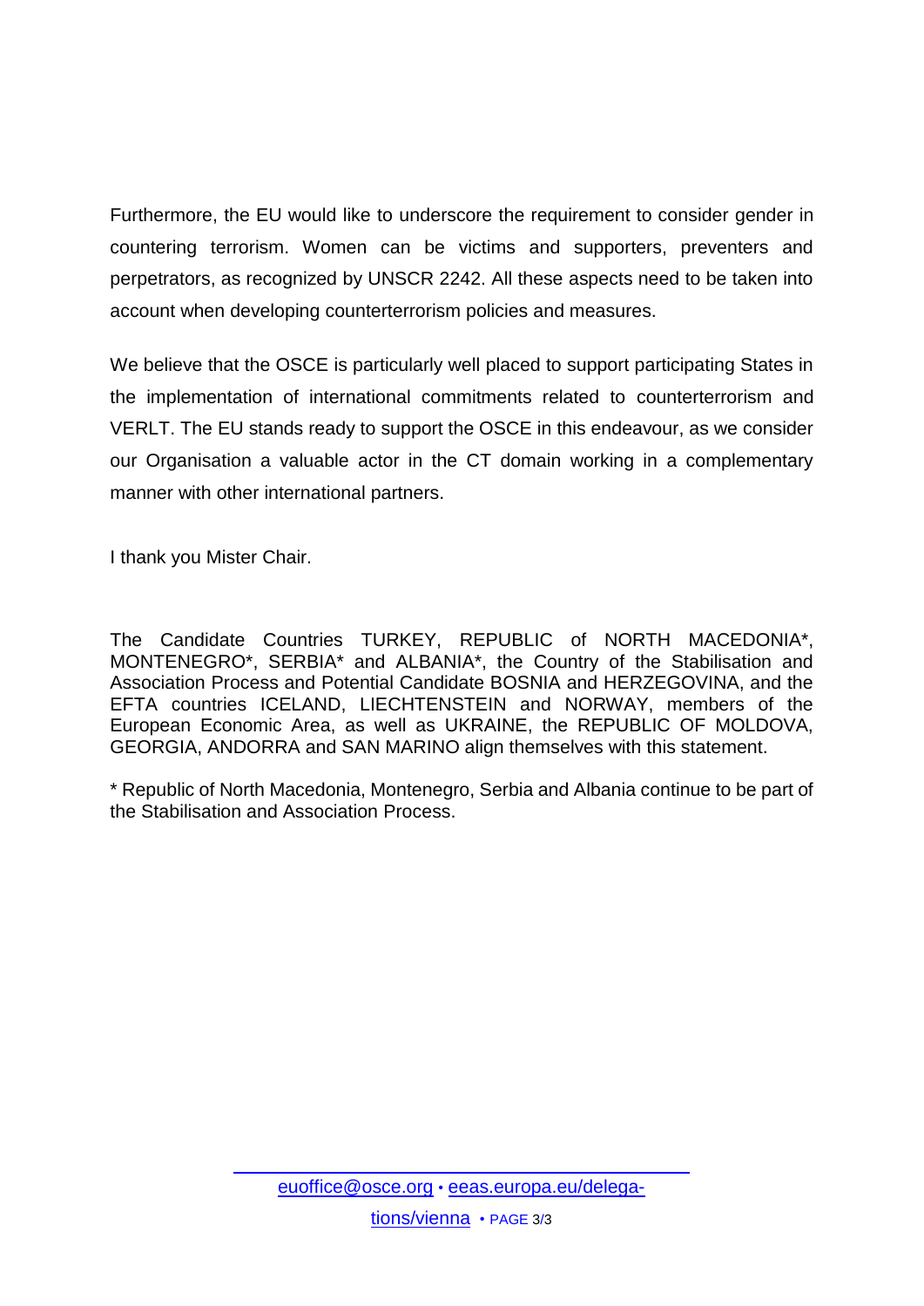Furthermore, the EU would like to underscore the requirement to consider gender in countering terrorism. Women can be victims and supporters, preventers and perpetrators, as recognized by UNSCR 2242. All these aspects need to be taken into account when developing counterterrorism policies and measures.

We believe that the OSCE is particularly well placed to support participating States in the implementation of international commitments related to counterterrorism and VERLT. The EU stands ready to support the OSCE in this endeavour, as we consider our Organisation a valuable actor in the CT domain working in a complementary manner with other international partners.

I thank you Mister Chair.

The Candidate Countries TURKEY, REPUBLIC of NORTH MACEDONIA*, MONTENEGRO*, SERBIA* and ALBANIA*, the Country of the Stabilisation and Association Process and Potential Candidate BOSNIA and HERZEGOVINA, and the EFTA countries ICELAND, LIECHTENSTEIN and NORWAY, members of the European Economic Area, as well as UKRAINE, the REPUBLIC OF MOLDOVA, GEORGIA, ANDORRA and SAN MARINO align themselves with this statement.

* Republic of North Macedonia, Montenegro, Serbia and Albania continue to be part of the Stabilisation and Association Process.